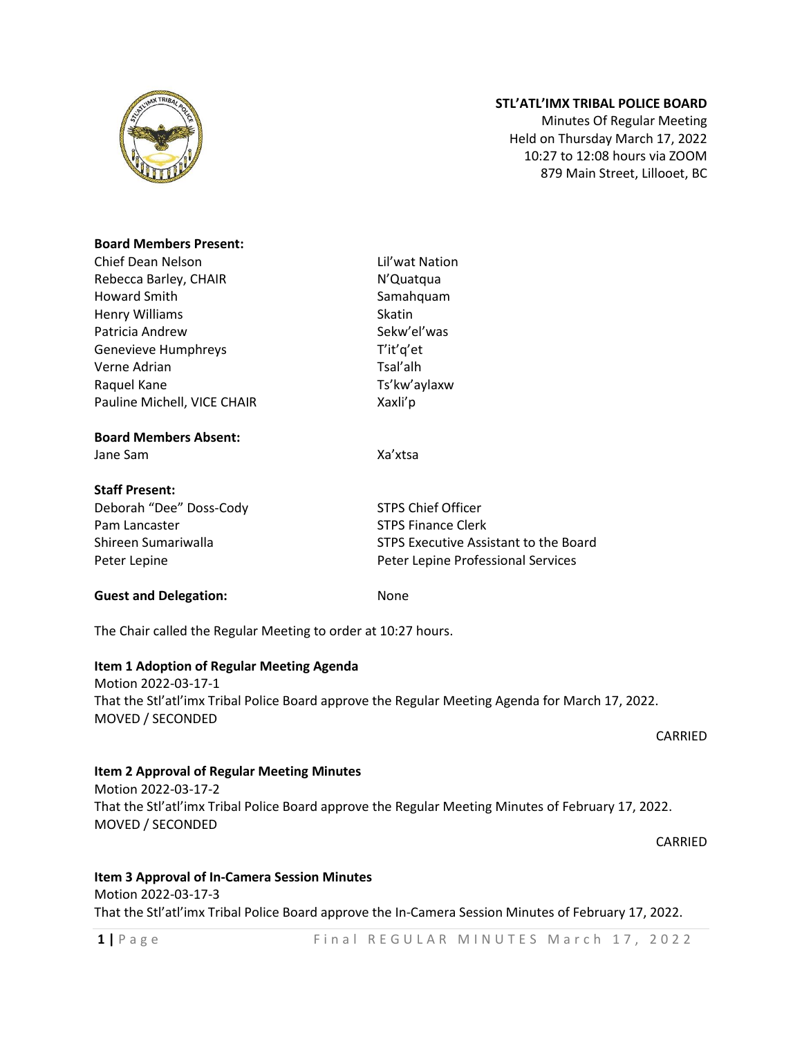**STL'ATL'IMX TRIBAL POLICE BOARD**
Minutes Of Regular Meeting
Held on Thursday March 17, 2022
10:27 to 12:08 hours via ZOOM
879 Main Street, Lillooet, BC

**Board Members Present:**

| | |
|---|---|
| Chief Dean Nelson | Lil'wat Nation |
| Rebecca Barley, CHAIR | N'Quatqua |
| Howard Smith | Samahquam |
| Henry Williams | Skatin |
| Patricia Andrew | Sekw'el'was |
| Genevieve Humphreys | T'it'q'et |
| Verne Adrian | Tsal'alh |
| Raquel Kane | Ts'kw'aylaxw |
| Pauline Michell, VICE CHAIR | Xaxli'p |

**Board Members Absent:**

| | |
|---|---|
| Jane Sam | Xa'xtsa |

**Staff Present:**

| | |
|---|---|
| Deborah "Dee" Doss-Cody | STPS Chief Officer |
| Pam Lancaster | STPS Finance Clerk |
| Shireen Sumariwalla | STPS Executive Assistant to the Board |
| Peter Lepine | Peter Lepine Professional Services |

**Guest and Delegation:** None

The Chair called the Regular Meeting to order at 10:27 hours.

**Item 1 Adoption of Regular Meeting Agenda**
Motion 2022-03-17-1
That the Stl'atl'imx Tribal Police Board approve the Regular Meeting Agenda for March 17, 2022.
MOVED / SECONDED

CARRIED

**Item 2 Approval of Regular Meeting Minutes**
Motion 2022-03-17-2
That the Stl'atl'imx Tribal Police Board approve the Regular Meeting Minutes of February 17, 2022.
MOVED / SECONDED

CARRIED

**Item 3 Approval of In-Camera Session Minutes**
Motion 2022-03-17-3
That the Stl'atl'imx Tribal Police Board approve the In-Camera Session Minutes of February 17, 2022.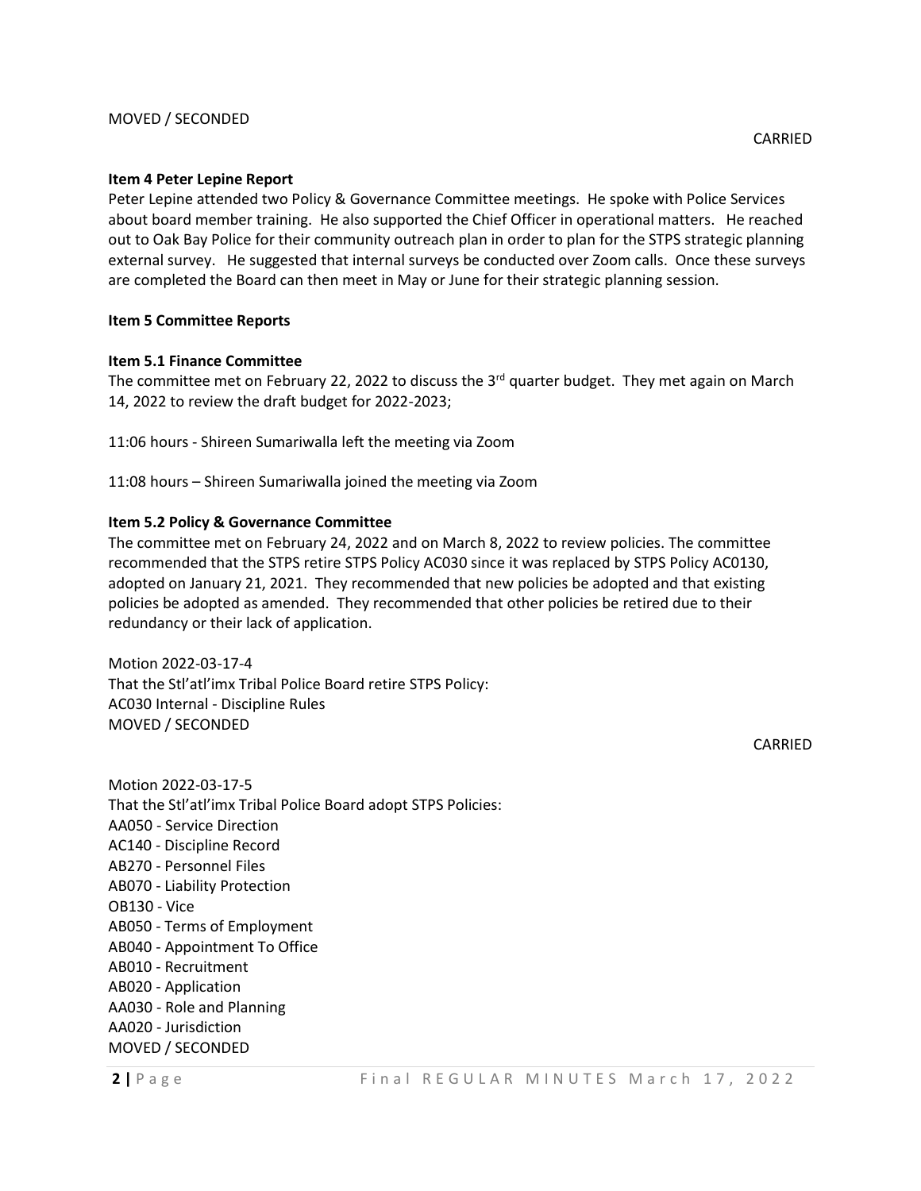MOVED / SECONDED

CARRIED

**Item 4 Peter Lepine Report**

Peter Lepine attended two Policy & Governance Committee meetings. He spoke with Police Services about board member training. He also supported the Chief Officer in operational matters. He reached out to Oak Bay Police for their community outreach plan in order to plan for the STPS strategic planning external survey. He suggested that internal surveys be conducted over Zoom calls. Once these surveys are completed the Board can then meet in May or June for their strategic planning session.

**Item 5 Committee Reports**

**Item 5.1 Finance Committee**

The committee met on February 22, 2022 to discuss the 3rd quarter budget. They met again on March 14, 2022 to review the draft budget for 2022-2023;

11:06 hours - Shireen Sumariwalla left the meeting via Zoom

11:08 hours – Shireen Sumariwalla joined the meeting via Zoom

**Item 5.2 Policy & Governance Committee**

The committee met on February 24, 2022 and on March 8, 2022 to review policies. The committee recommended that the STPS retire STPS Policy AC030 since it was replaced by STPS Policy AC0130, adopted on January 21, 2021. They recommended that new policies be adopted and that existing policies be adopted as amended. They recommended that other policies be retired due to their redundancy or their lack of application.

Motion 2022-03-17-4
That the Stl'atl'imx Tribal Police Board retire STPS Policy:
AC030 Internal - Discipline Rules
MOVED / SECONDED

CARRIED

Motion 2022-03-17-5
That the Stl'atl'imx Tribal Police Board adopt STPS Policies:
AA050 - Service Direction
AC140 - Discipline Record
AB270 - Personnel Files
AB070 - Liability Protection
OB130 - Vice
AB050 - Terms of Employment
AB040 - Appointment To Office
AB010 - Recruitment
AB020 - Application
AA030 - Role and Planning
AA020 - Jurisdiction
MOVED / SECONDED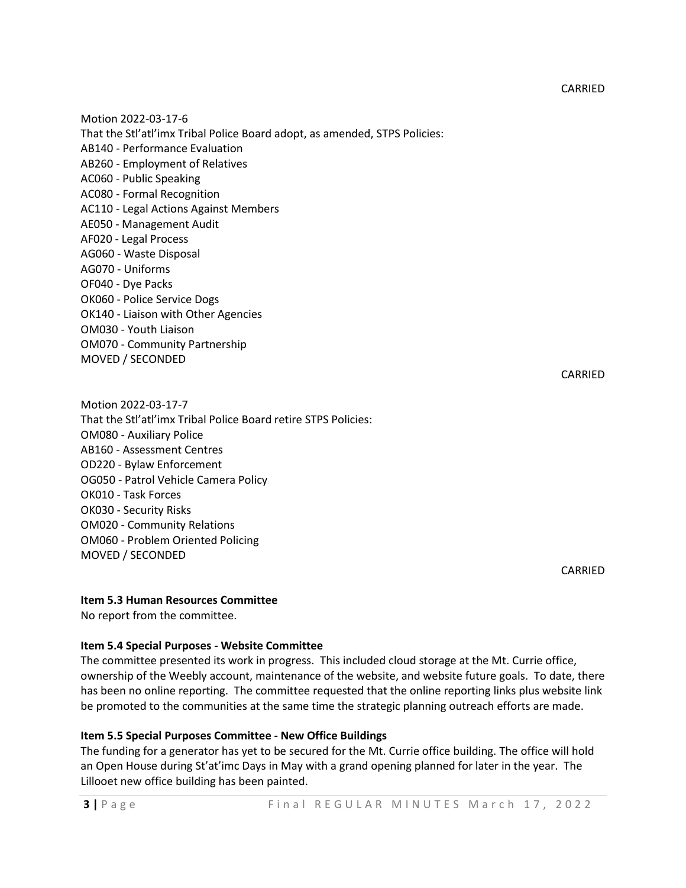CARRIED

Motion 2022-03-17-6
That the Stl'atl'imx Tribal Police Board adopt, as amended, STPS Policies:
AB140 - Performance Evaluation
AB260 - Employment of Relatives
AC060 - Public Speaking
AC080 - Formal Recognition
AC110 - Legal Actions Against Members
AE050 - Management Audit
AF020 - Legal Process
AG060 - Waste Disposal
AG070 - Uniforms
OF040 - Dye Packs
OK060 - Police Service Dogs
OK140 - Liaison with Other Agencies
OM030 - Youth Liaison
OM070 - Community Partnership
MOVED / SECONDED

CARRIED

Motion 2022-03-17-7
That the Stl'atl'imx Tribal Police Board retire STPS Policies:
OM080 - Auxiliary Police
AB160 - Assessment Centres
OD220 - Bylaw Enforcement
OG050 - Patrol Vehicle Camera Policy
OK010 - Task Forces
OK030 - Security Risks
OM020 - Community Relations
OM060 - Problem Oriented Policing
MOVED / SECONDED

CARRIED

**Item 5.3 Human Resources Committee**

No report from the committee.

**Item 5.4 Special Purposes - Website Committee**

The committee presented its work in progress. This included cloud storage at the Mt. Currie office, ownership of the Weebly account, maintenance of the website, and website future goals. To date, there has been no online reporting. The committee requested that the online reporting links plus website link be promoted to the communities at the same time the strategic planning outreach efforts are made.

**Item 5.5 Special Purposes Committee - New Office Buildings**

The funding for a generator has yet to be secured for the Mt. Currie office building. The office will hold an Open House during St'at'imc Days in May with a grand opening planned for later in the year. The Lillooet new office building has been painted.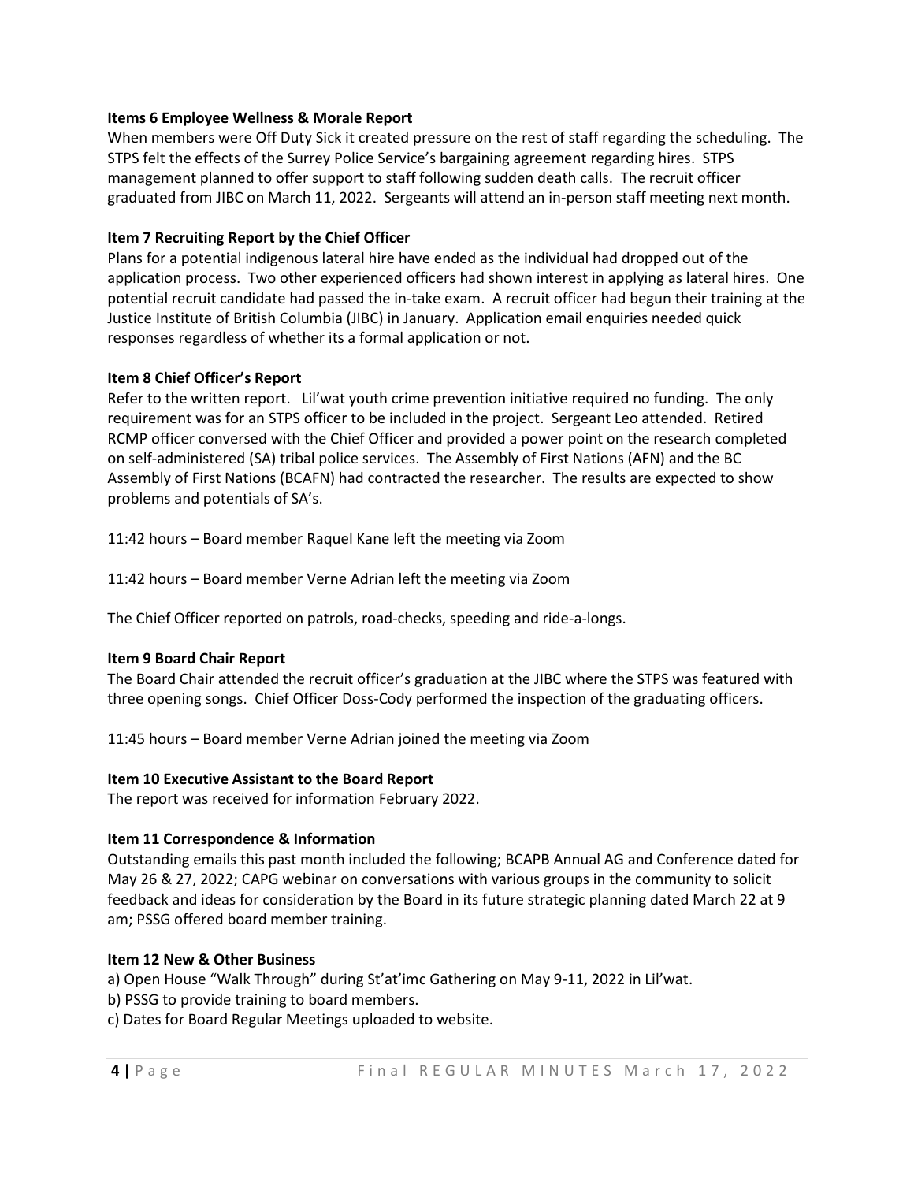**Items 6 Employee Wellness & Morale Report**

When members were Off Duty Sick it created pressure on the rest of staff regarding the scheduling. The STPS felt the effects of the Surrey Police Service's bargaining agreement regarding hires. STPS management planned to offer support to staff following sudden death calls. The recruit officer graduated from JIBC on March 11, 2022. Sergeants will attend an in-person staff meeting next month.

**Item 7 Recruiting Report by the Chief Officer**

Plans for a potential indigenous lateral hire have ended as the individual had dropped out of the application process. Two other experienced officers had shown interest in applying as lateral hires. One potential recruit candidate had passed the in-take exam. A recruit officer had begun their training at the Justice Institute of British Columbia (JIBC) in January. Application email enquiries needed quick responses regardless of whether its a formal application or not.

**Item 8 Chief Officer's Report**

Refer to the written report. Lil'wat youth crime prevention initiative required no funding. The only requirement was for an STPS officer to be included in the project. Sergeant Leo attended. Retired RCMP officer conversed with the Chief Officer and provided a power point on the research completed on self-administered (SA) tribal police services. The Assembly of First Nations (AFN) and the BC Assembly of First Nations (BCAFN) had contracted the researcher. The results are expected to show problems and potentials of SA's.

11:42 hours – Board member Raquel Kane left the meeting via Zoom

11:42 hours – Board member Verne Adrian left the meeting via Zoom

The Chief Officer reported on patrols, road-checks, speeding and ride-a-longs.

**Item 9 Board Chair Report**

The Board Chair attended the recruit officer's graduation at the JIBC where the STPS was featured with three opening songs. Chief Officer Doss-Cody performed the inspection of the graduating officers.

11:45 hours – Board member Verne Adrian joined the meeting via Zoom

**Item 10 Executive Assistant to the Board Report**

The report was received for information February 2022.

**Item 11 Correspondence & Information**

Outstanding emails this past month included the following; BCAPB Annual AG and Conference dated for May 26 & 27, 2022; CAPG webinar on conversations with various groups in the community to solicit feedback and ideas for consideration by the Board in its future strategic planning dated March 22 at 9 am; PSSG offered board member training.

**Item 12 New & Other Business**

a) Open House "Walk Through" during St'at'imc Gathering on May 9-11, 2022 in Lil'wat.
b) PSSG to provide training to board members.
c) Dates for Board Regular Meetings uploaded to website.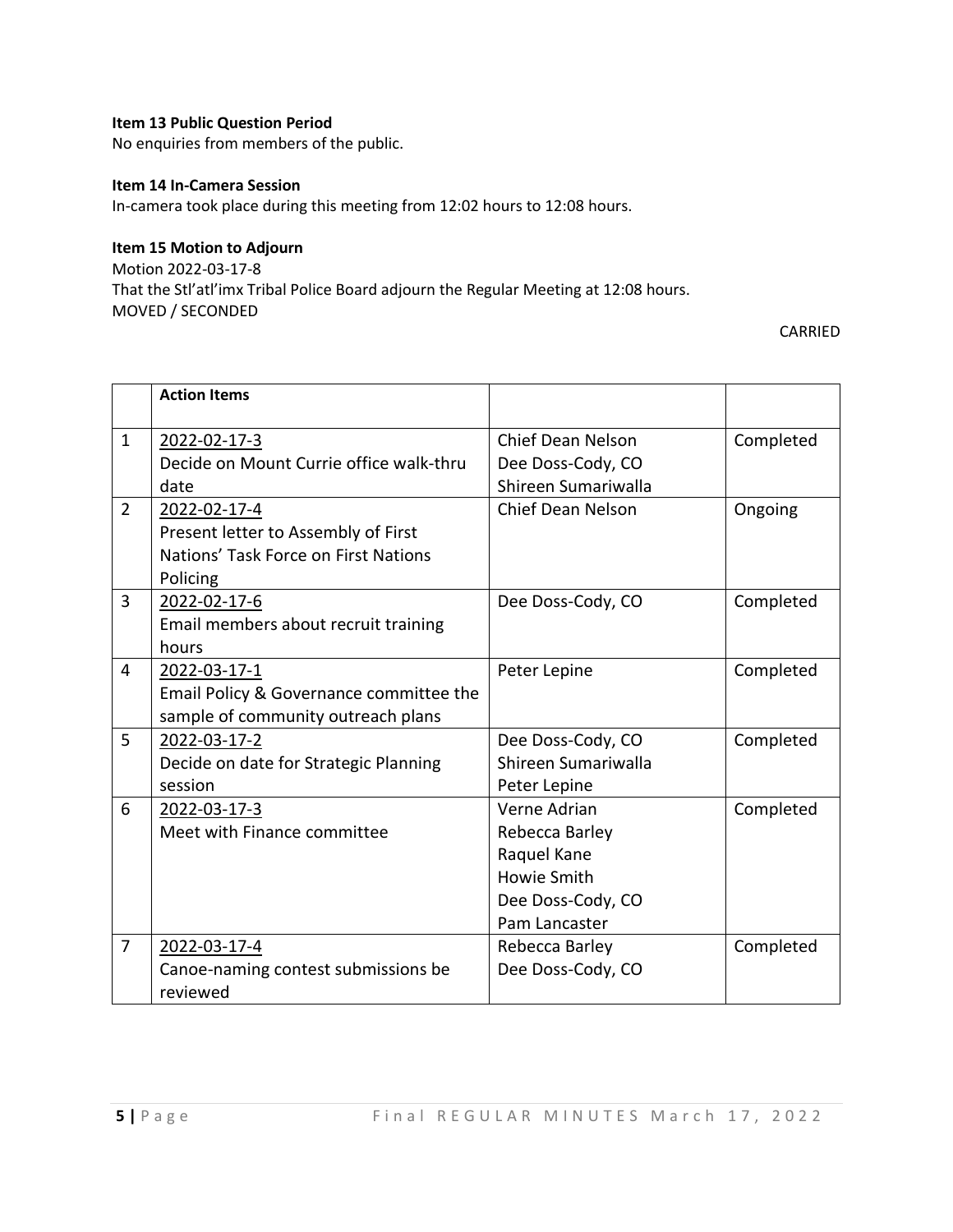**Item 13 Public Question Period**

No enquiries from members of the public.

**Item 14 In-Camera Session**

In-camera took place during this meeting from 12:02 hours to 12:08 hours.

**Item 15 Motion to Adjourn**

Motion 2022-03-17-8

That the Stl'atl'imx Tribal Police Board adjourn the Regular Meeting at 12:08 hours.

MOVED / SECONDED

CARRIED

| | **Action Items** | | |
|---|---|---|---|
| 1 | 2022-02-17-3<br>Decide on Mount Currie office walk-thru date | Chief Dean Nelson<br>Dee Doss-Cody, CO<br>Shireen Sumariwalla | Completed |
| 2 | 2022-02-17-4<br>Present letter to Assembly of First Nations' Task Force on First Nations Policing | Chief Dean Nelson | Ongoing |
| 3 | 2022-02-17-6<br>Email members about recruit training hours | Dee Doss-Cody, CO | Completed |
| 4 | 2022-03-17-1<br>Email Policy & Governance committee the sample of community outreach plans | Peter Lepine | Completed |
| 5 | 2022-03-17-2<br>Decide on date for Strategic Planning session | Dee Doss-Cody, CO<br>Shireen Sumariwalla<br>Peter Lepine | Completed |
| 6 | 2022-03-17-3<br>Meet with Finance committee | Verne Adrian<br>Rebecca Barley<br>Raquel Kane<br>Howie Smith<br>Dee Doss-Cody, CO<br>Pam Lancaster | Completed |
| 7 | 2022-03-17-4<br>Canoe-naming contest submissions be reviewed | Rebecca Barley<br>Dee Doss-Cody, CO | Completed |